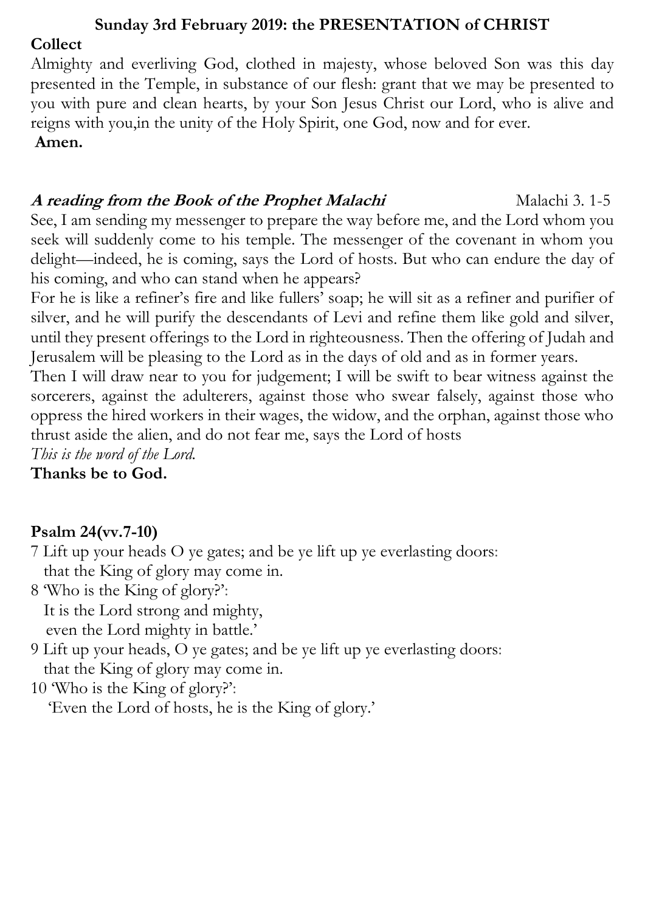## Sunday 3rd February 2019: the PRESENTATION of CHRIST

**Collect**

Almighty and everliving God, clothed in majesty, whose beloved Son was this day presented in the Temple, in substance of our flesh: grant that we may be presented to you with pure and clean hearts, by your Son Jesus Christ our Lord, who is alive and reigns with you,in the unity of the Holy Spirit, one God, now and for ever.
**Amen.**

***A reading from the Book of the Prophet Malachi*** Malachi 3. 1-5

See, I am sending my messenger to prepare the way before me, and the Lord whom you seek will suddenly come to his temple. The messenger of the covenant in whom you delight—indeed, he is coming, says the Lord of hosts. But who can endure the day of his coming, and who can stand when he appears?
For he is like a refiner's fire and like fullers' soap; he will sit as a refiner and purifier of silver, and he will purify the descendants of Levi and refine them like gold and silver, until they present offerings to the Lord in righteousness. Then the offering of Judah and Jerusalem will be pleasing to the Lord as in the days of old and as in former years.
Then I will draw near to you for judgement; I will be swift to bear witness against the sorcerers, against the adulterers, against those who swear falsely, against those who oppress the hired workers in their wages, the widow, and the orphan, against those who thrust aside the alien, and do not fear me, says the Lord of hosts
*This is the word of the Lord.*
**Thanks be to God.**

**Psalm 24(vv.7-10)**

7 Lift up your heads O ye gates; and be ye lift up ye everlasting doors:
that the King of glory may come in.
8 'Who is the King of glory?':
It is the Lord strong and mighty,
even the Lord mighty in battle.'
9 Lift up your heads, O ye gates; and be ye lift up ye everlasting doors:
that the King of glory may come in.
10 'Who is the King of glory?':
'Even the Lord of hosts, he is the King of glory.'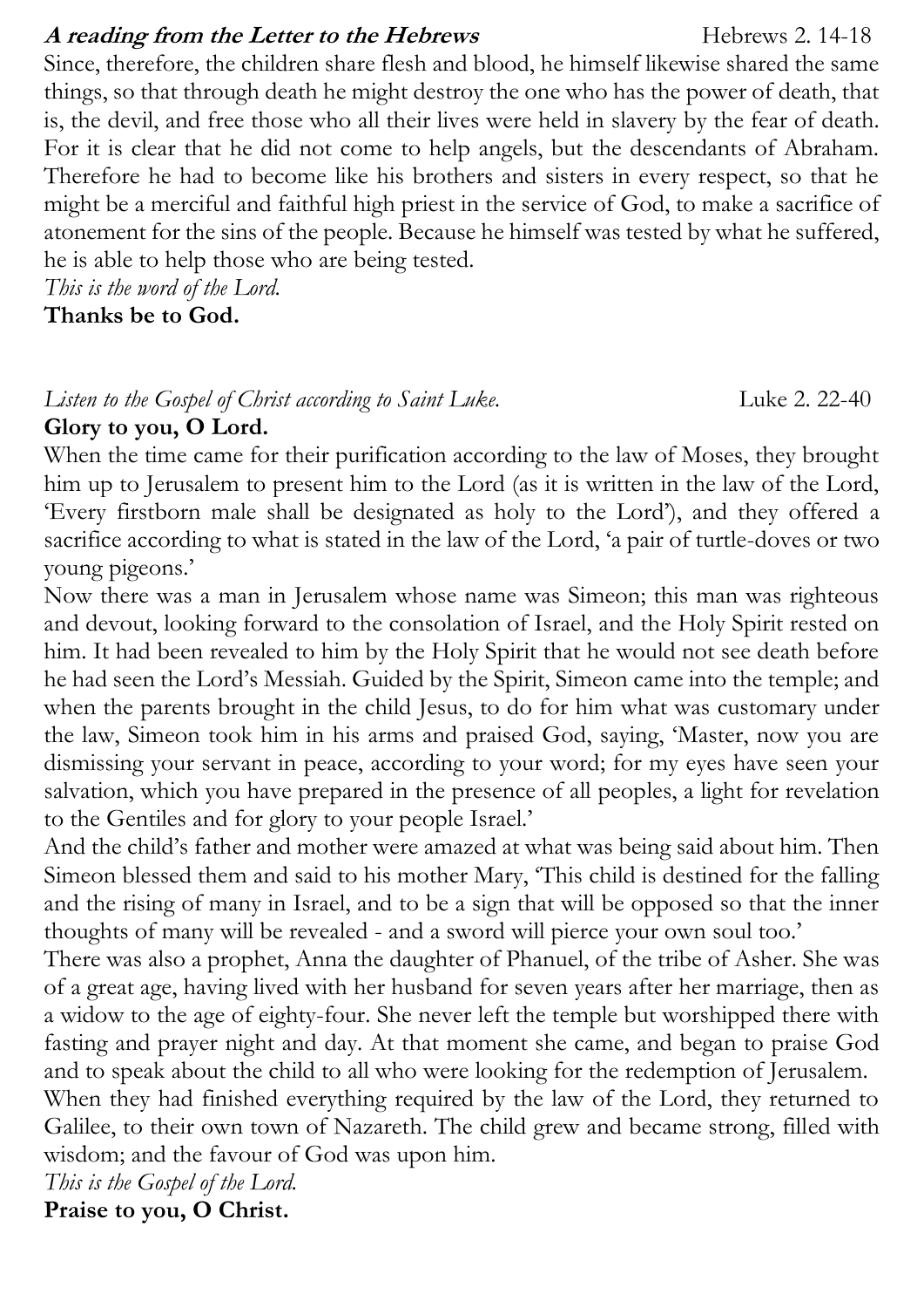***A reading from the Letter to the Hebrews*** Hebrews 2. 14-18

Since, therefore, the children share flesh and blood, he himself likewise shared the same things, so that through death he might destroy the one who has the power of death, that is, the devil, and free those who all their lives were held in slavery by the fear of death. For it is clear that he did not come to help angels, but the descendants of Abraham. Therefore he had to become like his brothers and sisters in every respect, so that he might be a merciful and faithful high priest in the service of God, to make a sacrifice of atonement for the sins of the people. Because he himself was tested by what he suffered, he is able to help those who are being tested.

*This is the word of the Lord.*

**Thanks be to God.**

*Listen to the Gospel of Christ according to Saint Luke.* Luke 2. 22-40

**Glory to you, O Lord.**

When the time came for their purification according to the law of Moses, they brought him up to Jerusalem to present him to the Lord (as it is written in the law of the Lord, 'Every firstborn male shall be designated as holy to the Lord'), and they offered a sacrifice according to what is stated in the law of the Lord, 'a pair of turtle-doves or two young pigeons.'

Now there was a man in Jerusalem whose name was Simeon; this man was righteous and devout, looking forward to the consolation of Israel, and the Holy Spirit rested on him. It had been revealed to him by the Holy Spirit that he would not see death before he had seen the Lord's Messiah. Guided by the Spirit, Simeon came into the temple; and when the parents brought in the child Jesus, to do for him what was customary under the law, Simeon took him in his arms and praised God, saying, 'Master, now you are dismissing your servant in peace, according to your word; for my eyes have seen your salvation, which you have prepared in the presence of all peoples, a light for revelation to the Gentiles and for glory to your people Israel.'

And the child's father and mother were amazed at what was being said about him. Then Simeon blessed them and said to his mother Mary, 'This child is destined for the falling and the rising of many in Israel, and to be a sign that will be opposed so that the inner thoughts of many will be revealed - and a sword will pierce your own soul too.'

There was also a prophet, Anna the daughter of Phanuel, of the tribe of Asher. She was of a great age, having lived with her husband for seven years after her marriage, then as a widow to the age of eighty-four. She never left the temple but worshipped there with fasting and prayer night and day. At that moment she came, and began to praise God and to speak about the child to all who were looking for the redemption of Jerusalem.

When they had finished everything required by the law of the Lord, they returned to Galilee, to their own town of Nazareth. The child grew and became strong, filled with wisdom; and the favour of God was upon him.

*This is the Gospel of the Lord.*

**Praise to you, O Christ.**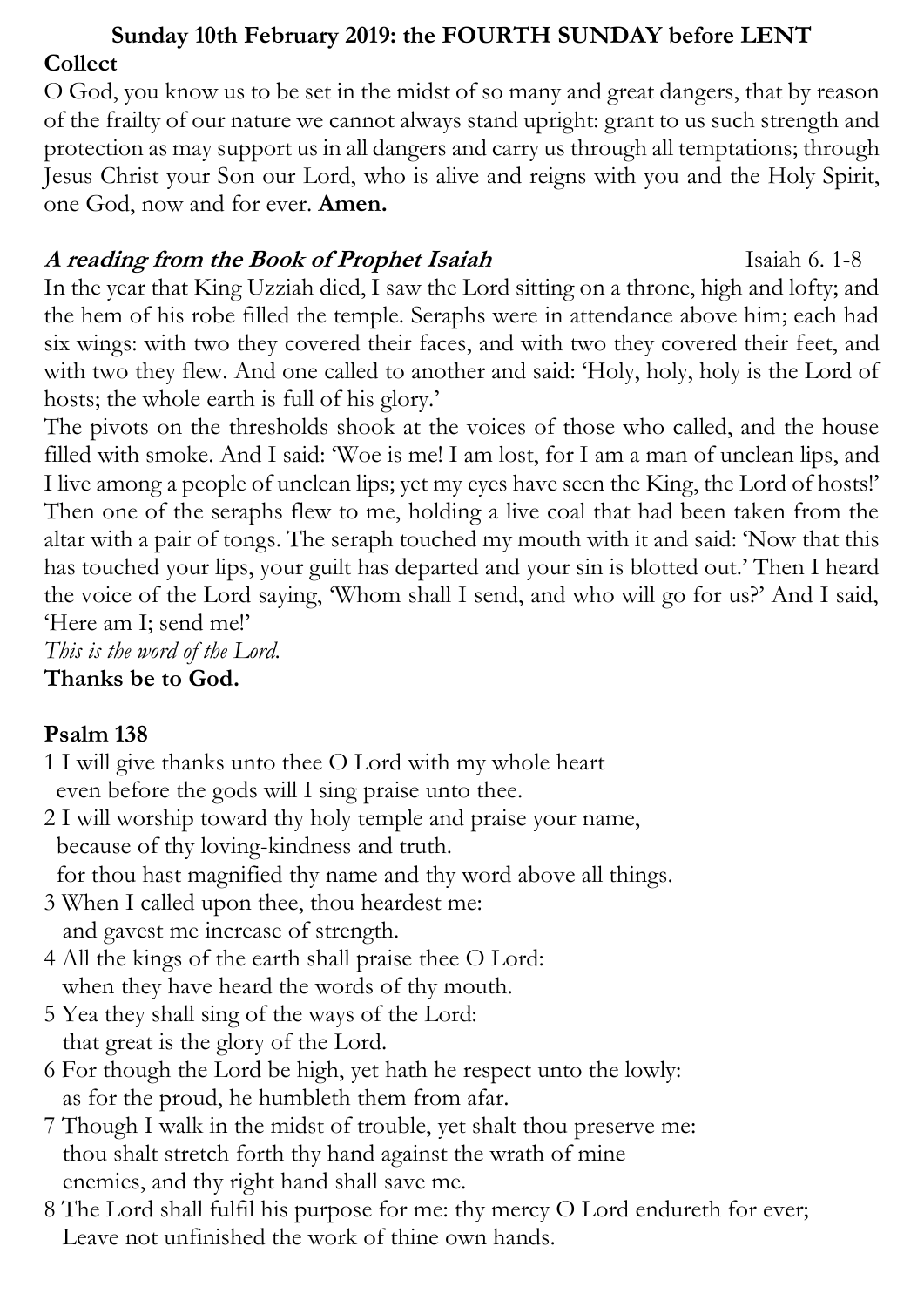**Sunday 10th February 2019: the FOURTH SUNDAY before LENT**

**Collect**

O God, you know us to be set in the midst of so many and great dangers, that by reason of the frailty of our nature we cannot always stand upright: grant to us such strength and protection as may support us in all dangers and carry us through all temptations; through Jesus Christ your Son our Lord, who is alive and reigns with you and the Holy Spirit, one God, now and for ever. **Amen.**

***A reading from the Book of Prophet Isaiah*** Isaiah 6. 1-8

In the year that King Uzziah died, I saw the Lord sitting on a throne, high and lofty; and the hem of his robe filled the temple. Seraphs were in attendance above him; each had six wings: with two they covered their faces, and with two they covered their feet, and with two they flew. And one called to another and said: 'Holy, holy, holy is the Lord of hosts; the whole earth is full of his glory.'

The pivots on the thresholds shook at the voices of those who called, and the house filled with smoke. And I said: 'Woe is me! I am lost, for I am a man of unclean lips, and I live among a people of unclean lips; yet my eyes have seen the King, the Lord of hosts!' Then one of the seraphs flew to me, holding a live coal that had been taken from the altar with a pair of tongs. The seraph touched my mouth with it and said: 'Now that this has touched your lips, your guilt has departed and your sin is blotted out.' Then I heard the voice of the Lord saying, 'Whom shall I send, and who will go for us?' And I said, 'Here am I; send me!'

*This is the word of the Lord.*

**Thanks be to God.**

**Psalm 138**

1 I will give thanks unto thee O Lord with my whole heart
even before the gods will I sing praise unto thee.

2 I will worship toward thy holy temple and praise your name,
because of thy loving-kindness and truth.
for thou hast magnified thy name and thy word above all things.

3 When I called upon thee, thou heardest me:
and gavest me increase of strength.

4 All the kings of the earth shall praise thee O Lord:
when they have heard the words of thy mouth.

5 Yea they shall sing of the ways of the Lord:
that great is the glory of the Lord.

6 For though the Lord be high, yet hath he respect unto the lowly:
as for the proud, he humbleth them from afar.

7 Though I walk in the midst of trouble, yet shalt thou preserve me:
thou shalt stretch forth thy hand against the wrath of mine
enemies, and thy right hand shall save me.

8 The Lord shall fulfil his purpose for me: thy mercy O Lord endureth for ever;
Leave not unfinished the work of thine own hands.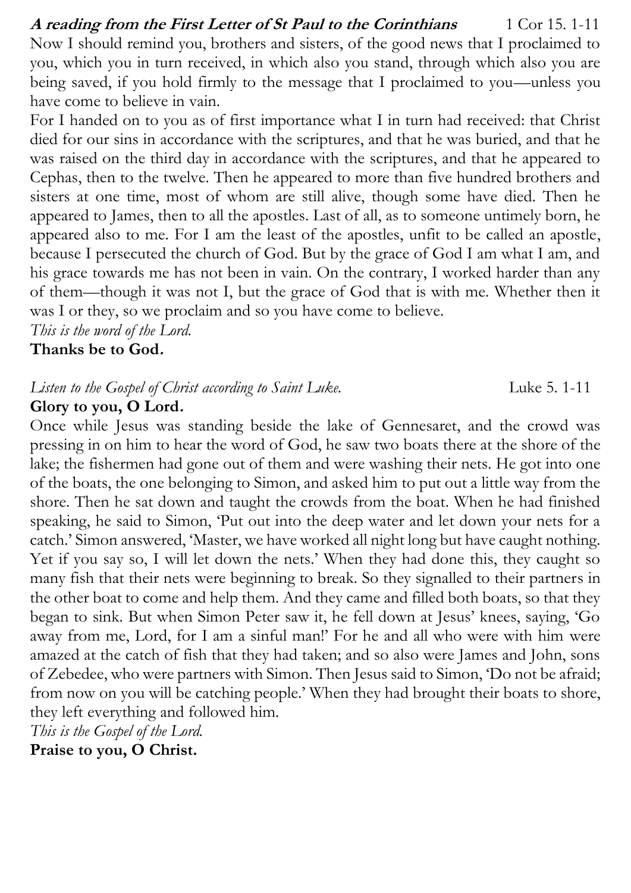***A reading from the First Letter of St Paul to the Corinthians*** 1 Cor 15. 1-11

Now I should remind you, brothers and sisters, of the good news that I proclaimed to you, which you in turn received, in which also you stand, through which also you are being saved, if you hold firmly to the message that I proclaimed to you—unless you have come to believe in vain.

For I handed on to you as of first importance what I in turn had received: that Christ died for our sins in accordance with the scriptures, and that he was buried, and that he was raised on the third day in accordance with the scriptures, and that he appeared to Cephas, then to the twelve. Then he appeared to more than five hundred brothers and sisters at one time, most of whom are still alive, though some have died. Then he appeared to James, then to all the apostles. Last of all, as to someone untimely born, he appeared also to me. For I am the least of the apostles, unfit to be called an apostle, because I persecuted the church of God. But by the grace of God I am what I am, and his grace towards me has not been in vain. On the contrary, I worked harder than any of them—though it was not I, but the grace of God that is with me. Whether then it was I or they, so we proclaim and so you have come to believe.

*This is the word of the Lord.*

**Thanks be to God.**

*Listen to the Gospel of Christ according to Saint Luke.* Luke 5. 1-11

**Glory to you, O Lord.**

Once while Jesus was standing beside the lake of Gennesaret, and the crowd was pressing in on him to hear the word of God, he saw two boats there at the shore of the lake; the fishermen had gone out of them and were washing their nets. He got into one of the boats, the one belonging to Simon, and asked him to put out a little way from the shore. Then he sat down and taught the crowds from the boat. When he had finished speaking, he said to Simon, 'Put out into the deep water and let down your nets for a catch.' Simon answered, 'Master, we have worked all night long but have caught nothing. Yet if you say so, I will let down the nets.' When they had done this, they caught so many fish that their nets were beginning to break. So they signalled to their partners in the other boat to come and help them. And they came and filled both boats, so that they began to sink. But when Simon Peter saw it, he fell down at Jesus' knees, saying, 'Go away from me, Lord, for I am a sinful man!' For he and all who were with him were amazed at the catch of fish that they had taken; and so also were James and John, sons of Zebedee, who were partners with Simon. Then Jesus said to Simon, 'Do not be afraid; from now on you will be catching people.' When they had brought their boats to shore, they left everything and followed him.

*This is the Gospel of the Lord.*

**Praise to you, O Christ.**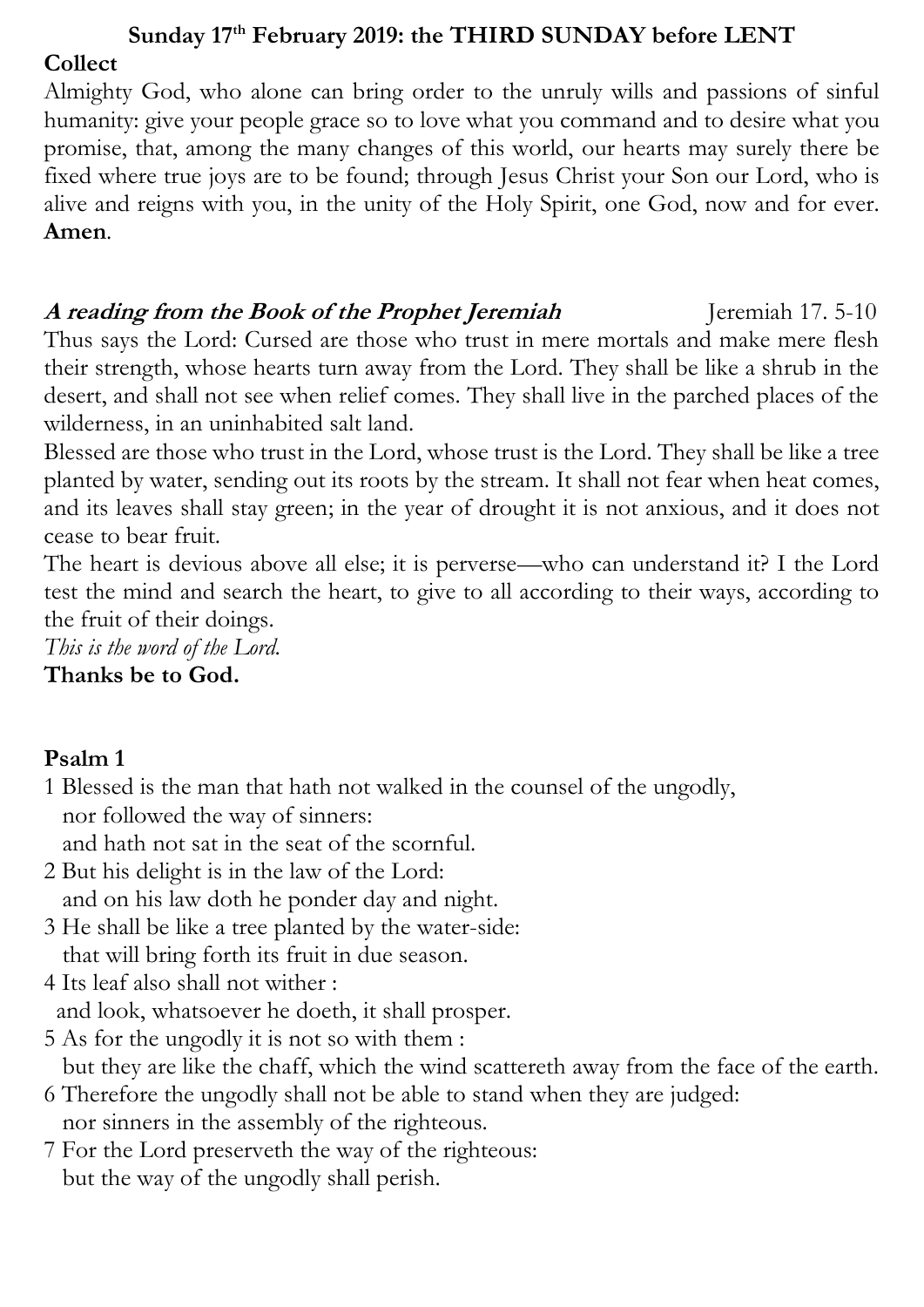## Sunday 17th February 2019: the THIRD SUNDAY before LENT

**Collect**

Almighty God, who alone can bring order to the unruly wills and passions of sinful humanity: give your people grace so to love what you command and to desire what you promise, that, among the many changes of this world, our hearts may surely there be fixed where true joys are to be found; through Jesus Christ your Son our Lord, who is alive and reigns with you, in the unity of the Holy Spirit, one God, now and for ever. **Amen**.

***A reading from the Book of the Prophet Jeremiah*** Jeremiah 17. 5-10

Thus says the Lord: Cursed are those who trust in mere mortals and make mere flesh their strength, whose hearts turn away from the Lord. They shall be like a shrub in the desert, and shall not see when relief comes. They shall live in the parched places of the wilderness, in an uninhabited salt land.

Blessed are those who trust in the Lord, whose trust is the Lord. They shall be like a tree planted by water, sending out its roots by the stream. It shall not fear when heat comes, and its leaves shall stay green; in the year of drought it is not anxious, and it does not cease to bear fruit.

The heart is devious above all else; it is perverse—who can understand it? I the Lord test the mind and search the heart, to give to all according to their ways, according to the fruit of their doings.

*This is the word of the Lord.*

**Thanks be to God.**

**Psalm 1**

1 Blessed is the man that hath not walked in the counsel of the ungodly,
nor followed the way of sinners:
and hath not sat in the seat of the scornful.

2 But his delight is in the law of the Lord:
and on his law doth he ponder day and night.

3 He shall be like a tree planted by the water-side:
that will bring forth its fruit in due season.

4 Its leaf also shall not wither :
and look, whatsoever he doeth, it shall prosper.

5 As for the ungodly it is not so with them :
but they are like the chaff, which the wind scattereth away from the face of the earth.

6 Therefore the ungodly shall not be able to stand when they are judged:
nor sinners in the assembly of the righteous.

7 For the Lord preserveth the way of the righteous:
but the way of the ungodly shall perish.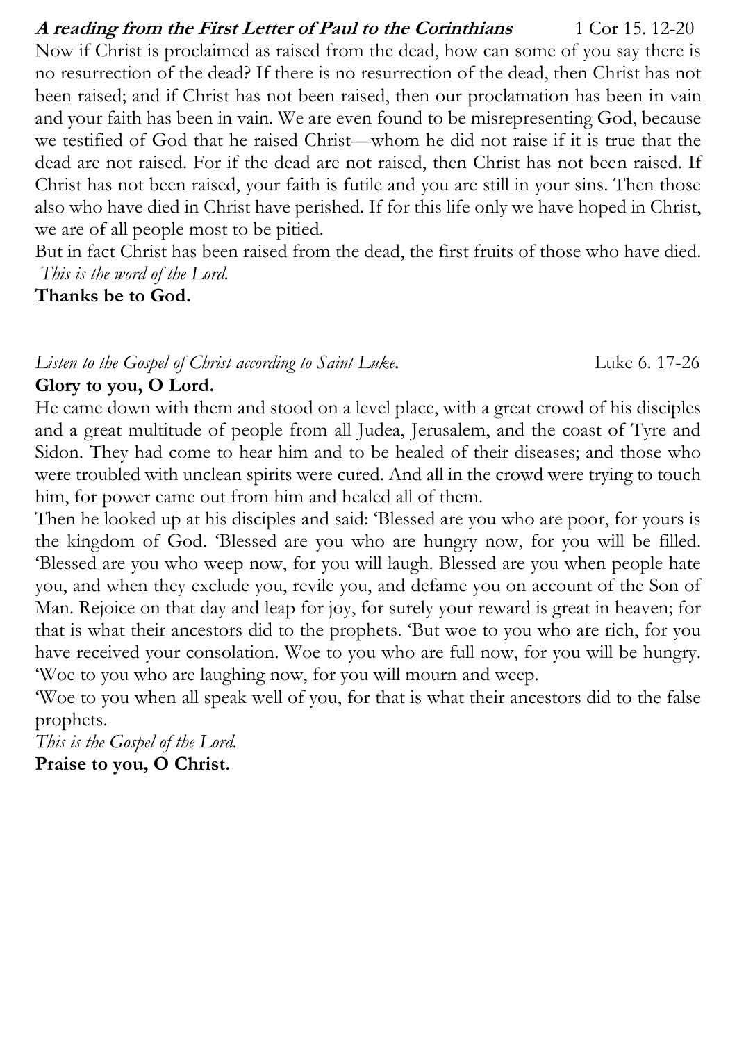**A reading from the First Letter of Paul to the Corinthians** 1 Cor 15. 12-20

Now if Christ is proclaimed as raised from the dead, how can some of you say there is no resurrection of the dead? If there is no resurrection of the dead, then Christ has not been raised; and if Christ has not been raised, then our proclamation has been in vain and your faith has been in vain. We are even found to be misrepresenting God, because we testified of God that he raised Christ—whom he did not raise if it is true that the dead are not raised. For if the dead are not raised, then Christ has not been raised. If Christ has not been raised, your faith is futile and you are still in your sins. Then those also who have died in Christ have perished. If for this life only we have hoped in Christ, we are of all people most to be pitied.

But in fact Christ has been raised from the dead, the first fruits of those who have died.

*This is the word of the Lord.*

**Thanks be to God.**

*Listen to the Gospel of Christ according to Saint Luke.* Luke 6. 17-26

**Glory to you, O Lord.**

He came down with them and stood on a level place, with a great crowd of his disciples and a great multitude of people from all Judea, Jerusalem, and the coast of Tyre and Sidon. They had come to hear him and to be healed of their diseases; and those who were troubled with unclean spirits were cured. And all in the crowd were trying to touch him, for power came out from him and healed all of them.

Then he looked up at his disciples and said: 'Blessed are you who are poor, for yours is the kingdom of God. 'Blessed are you who are hungry now, for you will be filled. 'Blessed are you who weep now, for you will laugh. Blessed are you when people hate you, and when they exclude you, revile you, and defame you on account of the Son of Man. Rejoice on that day and leap for joy, for surely your reward is great in heaven; for that is what their ancestors did to the prophets. 'But woe to you who are rich, for you have received your consolation. Woe to you who are full now, for you will be hungry. 'Woe to you who are laughing now, for you will mourn and weep.

'Woe to you when all speak well of you, for that is what their ancestors did to the false prophets.

*This is the Gospel of the Lord.*

**Praise to you, O Christ.**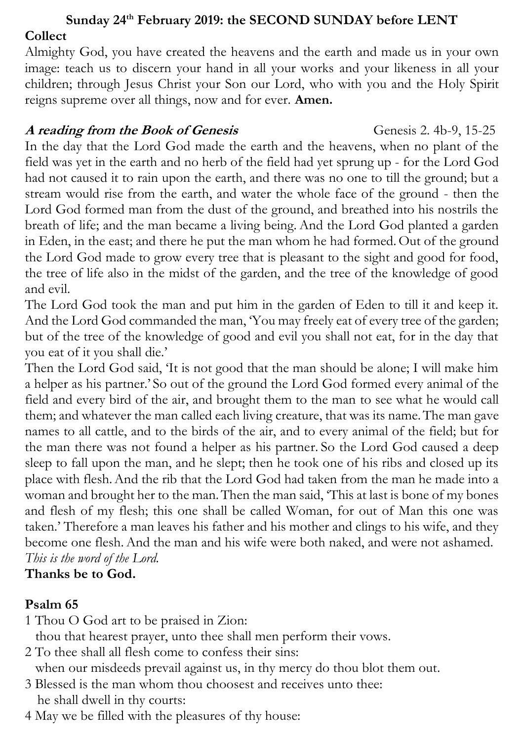## Sunday 24th February 2019: the SECOND SUNDAY before LENT

**Collect**

Almighty God, you have created the heavens and the earth and made us in your own image: teach us to discern your hand in all your works and your likeness in all your children; through Jesus Christ your Son our Lord, who with you and the Holy Spirit reigns supreme over all things, now and for ever. **Amen.**

***A reading from the Book of Genesis*** Genesis 2. 4b-9, 15-25

In the day that the Lord God made the earth and the heavens, when no plant of the field was yet in the earth and no herb of the field had yet sprung up - for the Lord God had not caused it to rain upon the earth, and there was no one to till the ground; but a stream would rise from the earth, and water the whole face of the ground - then the Lord God formed man from the dust of the ground, and breathed into his nostrils the breath of life; and the man became a living being. And the Lord God planted a garden in Eden, in the east; and there he put the man whom he had formed. Out of the ground the Lord God made to grow every tree that is pleasant to the sight and good for food, the tree of life also in the midst of the garden, and the tree of the knowledge of good and evil.

The Lord God took the man and put him in the garden of Eden to till it and keep it. And the Lord God commanded the man, 'You may freely eat of every tree of the garden; but of the tree of the knowledge of good and evil you shall not eat, for in the day that you eat of it you shall die.'

Then the Lord God said, 'It is not good that the man should be alone; I will make him a helper as his partner.' So out of the ground the Lord God formed every animal of the field and every bird of the air, and brought them to the man to see what he would call them; and whatever the man called each living creature, that was its name. The man gave names to all cattle, and to the birds of the air, and to every animal of the field; but for the man there was not found a helper as his partner. So the Lord God caused a deep sleep to fall upon the man, and he slept; then he took one of his ribs and closed up its place with flesh. And the rib that the Lord God had taken from the man he made into a woman and brought her to the man. Then the man said, 'This at last is bone of my bones and flesh of my flesh; this one shall be called Woman, for out of Man this one was taken.' Therefore a man leaves his father and his mother and clings to his wife, and they become one flesh. And the man and his wife were both naked, and were not ashamed.

*This is the word of the Lord.*

**Thanks be to God.**

**Psalm 65**

1 Thou O God art to be praised in Zion:
thou that hearest prayer, unto thee shall men perform their vows.

2 To thee shall all flesh come to confess their sins:
when our misdeeds prevail against us, in thy mercy do thou blot them out.

3 Blessed is the man whom thou choosest and receives unto thee:
he shall dwell in thy courts:

4 May we be filled with the pleasures of thy house: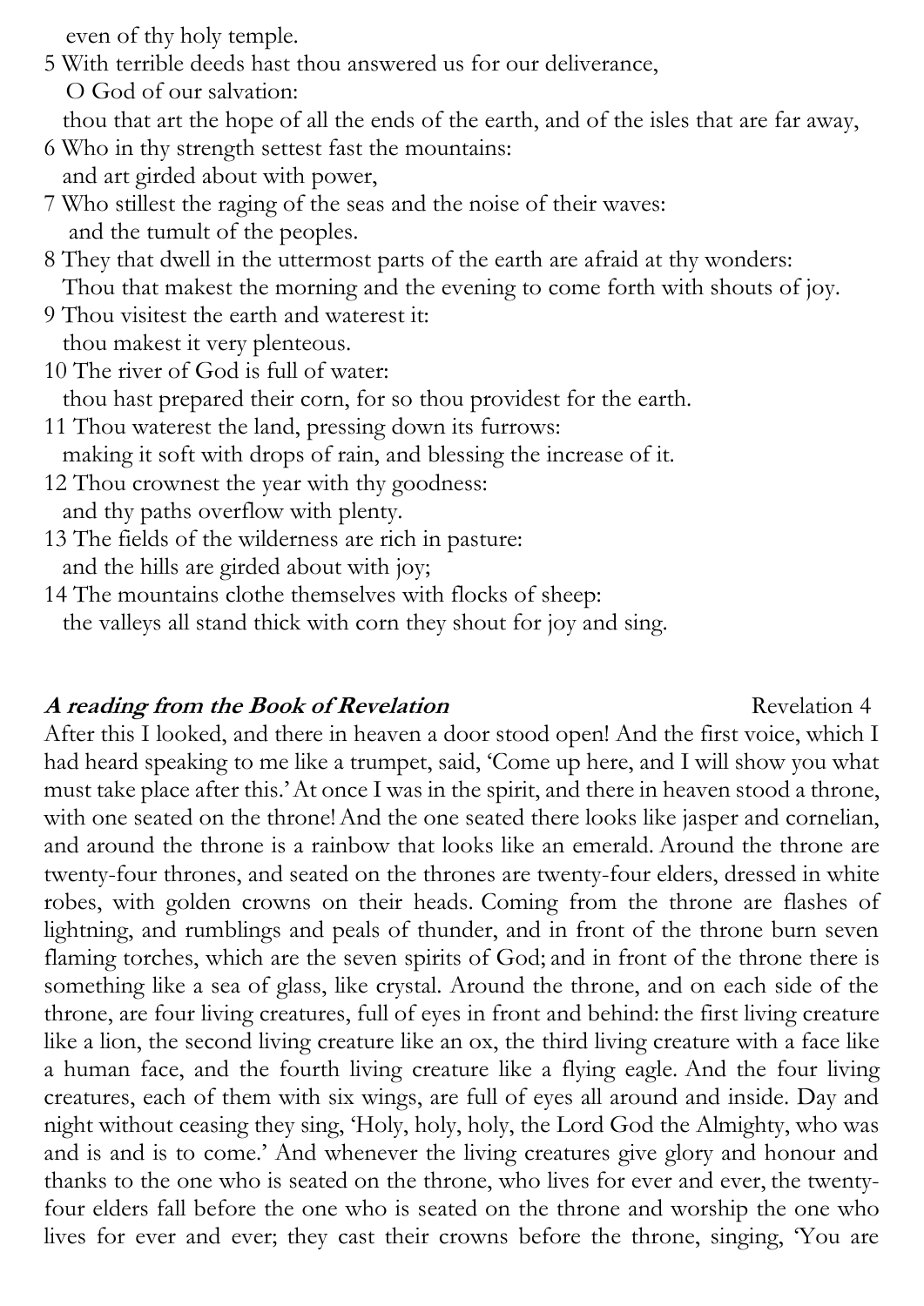even of thy holy temple.

5 With terrible deeds hast thou answered us for our deliverance,
O God of our salvation:
thou that art the hope of all the ends of the earth, and of the isles that are far away,

6 Who in thy strength settest fast the mountains:
and art girded about with power,

7 Who stillest the raging of the seas and the noise of their waves:
and the tumult of the peoples.

8 They that dwell in the uttermost parts of the earth are afraid at thy wonders:
Thou that makest the morning and the evening to come forth with shouts of joy.

9 Thou visitest the earth and waterest it:
thou makest it very plenteous.

10 The river of God is full of water:
thou hast prepared their corn, for so thou providest for the earth.

11 Thou waterest the land, pressing down its furrows:
making it soft with drops of rain, and blessing the increase of it.

12 Thou crownest the year with thy goodness:
and thy paths overflow with plenty.

13 The fields of the wilderness are rich in pasture:
and the hills are girded about with joy;

14 The mountains clothe themselves with flocks of sheep:
the valleys all stand thick with corn they shout for joy and sing.

***A reading from the Book of Revelation*** Revelation 4

After this I looked, and there in heaven a door stood open! And the first voice, which I had heard speaking to me like a trumpet, said, 'Come up here, and I will show you what must take place after this.' At once I was in the spirit, and there in heaven stood a throne, with one seated on the throne! And the one seated there looks like jasper and cornelian, and around the throne is a rainbow that looks like an emerald. Around the throne are twenty-four thrones, and seated on the thrones are twenty-four elders, dressed in white robes, with golden crowns on their heads. Coming from the throne are flashes of lightning, and rumblings and peals of thunder, and in front of the throne burn seven flaming torches, which are the seven spirits of God; and in front of the throne there is something like a sea of glass, like crystal. Around the throne, and on each side of the throne, are four living creatures, full of eyes in front and behind: the first living creature like a lion, the second living creature like an ox, the third living creature with a face like a human face, and the fourth living creature like a flying eagle. And the four living creatures, each of them with six wings, are full of eyes all around and inside. Day and night without ceasing they sing, 'Holy, holy, holy, the Lord God the Almighty, who was and is and is to come.' And whenever the living creatures give glory and honour and thanks to the one who is seated on the throne, who lives for ever and ever, the twenty-four elders fall before the one who is seated on the throne and worship the one who lives for ever and ever; they cast their crowns before the throne, singing, 'You are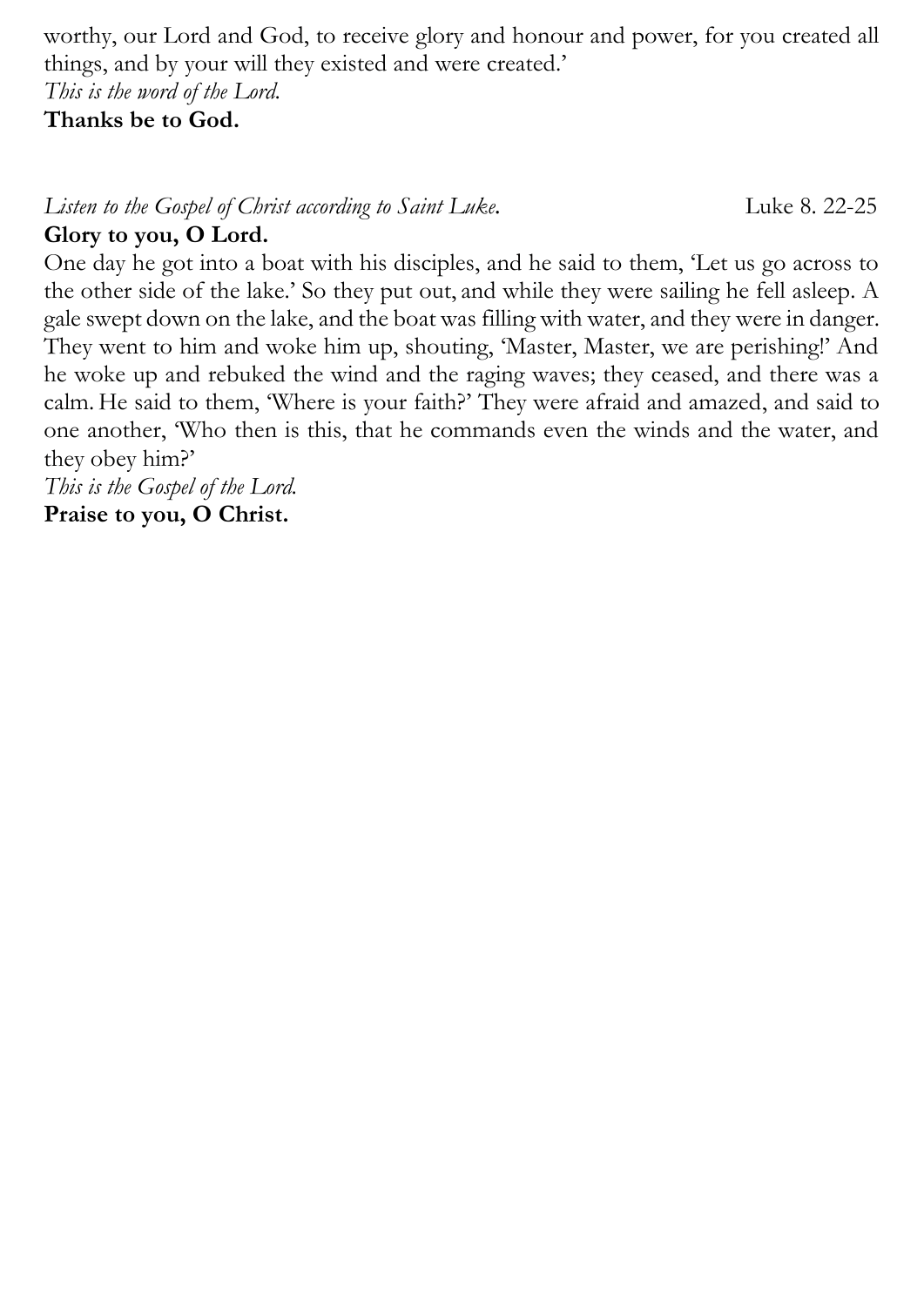worthy, our Lord and God, to receive glory and honour and power, for you created all things, and by your will they existed and were created.'
*This is the word of the Lord.*
**Thanks be to God.**

*Listen to the Gospel of Christ according to Saint Luke.* Luke 8. 22-25
**Glory to you, O Lord.**
One day he got into a boat with his disciples, and he said to them, 'Let us go across to the other side of the lake.' So they put out, and while they were sailing he fell asleep. A gale swept down on the lake, and the boat was filling with water, and they were in danger. They went to him and woke him up, shouting, 'Master, Master, we are perishing!' And he woke up and rebuked the wind and the raging waves; they ceased, and there was a calm. He said to them, 'Where is your faith?' They were afraid and amazed, and said to one another, 'Who then is this, that he commands even the winds and the water, and they obey him?'
*This is the Gospel of the Lord.*
**Praise to you, O Christ.**